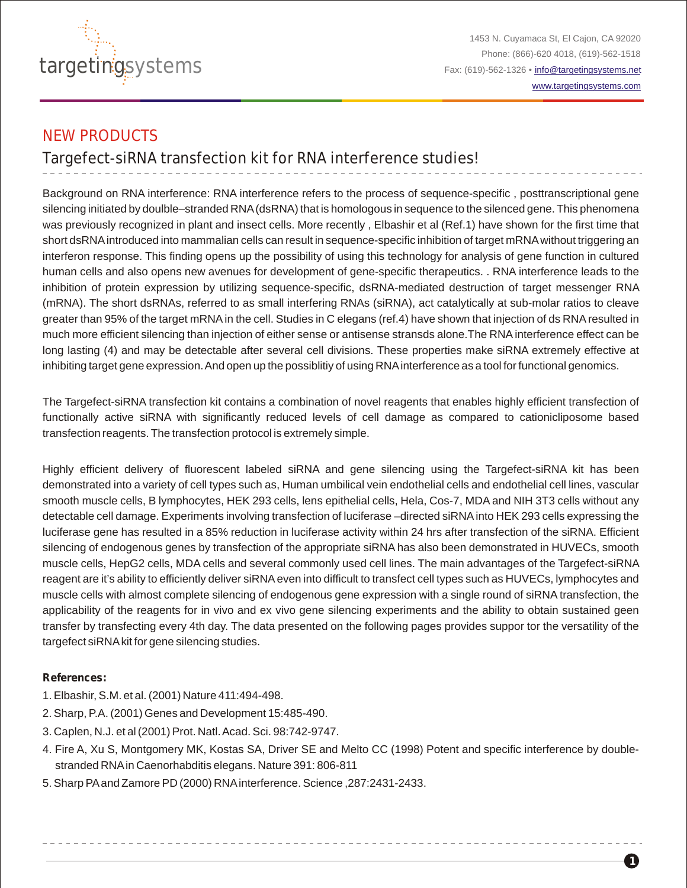targetingsystems

1453 N. Cuyamaca St, El Cajon, CA 92020
Phone: (866)-620 4018, (619)-562-1518
Fax: (619)-562-1326 • info@targetingsystems.net
www.targetingsystems.com

# NEW PRODUCTS

## Targefect-siRNA transfection kit for RNA interference studies!

Background on RNA interference: RNA interference refers to the process of sequence-specific , posttranscriptional gene silencing initiated by doulble–stranded RNA (dsRNA) that is homologous in sequence to the silenced gene. This phenomena was previously recognized in plant and insect cells. More recently , Elbashir et al (Ref.1) have shown for the first time that short dsRNA introduced into mammalian cells can result in sequence-specific inhibition of target mRNA without triggering an interferon response. This finding opens up the possibility of using this technology for analysis of gene function in cultured human cells and also opens new avenues for development of gene-specific therapeutics. . RNA interference leads to the inhibition of protein expression by utilizing sequence-specific, dsRNA-mediated destruction of target messenger RNA (mRNA). The short dsRNAs, referred to as small interfering RNAs (siRNA), act catalytically at sub-molar ratios to cleave greater than 95% of the target mRNA in the cell. Studies in C elegans (ref.4) have shown that injection of ds RNA resulted in much more efficient silencing than injection of either sense or antisense stransds alone.The RNA interference effect can be long lasting (4) and may be detectable after several cell divisions. These properties make siRNA extremely effective at inhibiting target gene expression. And open up the possiblitiy of using RNA interference as a tool for functional genomics.

The Targefect-siRNA transfection kit contains a combination of novel reagents that enables highly efficient transfection of functionally active siRNA with significantly reduced levels of cell damage as compared to cationicliposome based transfection reagents. The transfection protocol is extremely simple.

Highly efficient delivery of fluorescent labeled siRNA and gene silencing using the Targefect-siRNA kit has been demonstrated into a variety of cell types such as, Human umbilical vein endothelial cells and endothelial cell lines, vascular smooth muscle cells, B lymphocytes, HEK 293 cells, lens epithelial cells, Hela, Cos-7, MDA and NIH 3T3 cells without any detectable cell damage. Experiments involving transfection of luciferase –directed siRNA into HEK 293 cells expressing the luciferase gene has resulted in a 85% reduction in luciferase activity within 24 hrs after transfection of the siRNA. Efficient silencing of endogenous genes by transfection of the appropriate siRNA has also been demonstrated in HUVECs, smooth muscle cells, HepG2 cells, MDA cells and several commonly used cell lines. The main advantages of the Targefect-siRNA reagent are it's ability to efficiently deliver siRNA even into difficult to transfect cell types such as HUVECs, lymphocytes and muscle cells with almost complete silencing of endogenous gene expression with a single round of siRNA transfection, the applicability of the reagents for in vivo and ex vivo gene silencing experiments and the ability to obtain sustained geen transfer by transfecting every 4th day. The data presented on the following pages provides suppor tor the versatility of the targefect siRNA kit for gene silencing studies.

**References:**

1. Elbashir, S.M. et al. (2001) Nature 411:494-498.
2. Sharp, P.A. (2001) Genes and Development 15:485-490.
3. Caplen, N.J. et al (2001) Prot. Natl. Acad. Sci. 98:742-9747.
4. Fire A, Xu S, Montgomery MK, Kostas SA, Driver SE and Melto CC (1998) Potent and specific interference by double-stranded RNA in Caenorhabditis elegans. Nature 391: 806-811
5. Sharp PA and Zamore PD (2000) RNA interference. Science ,287:2431-2433.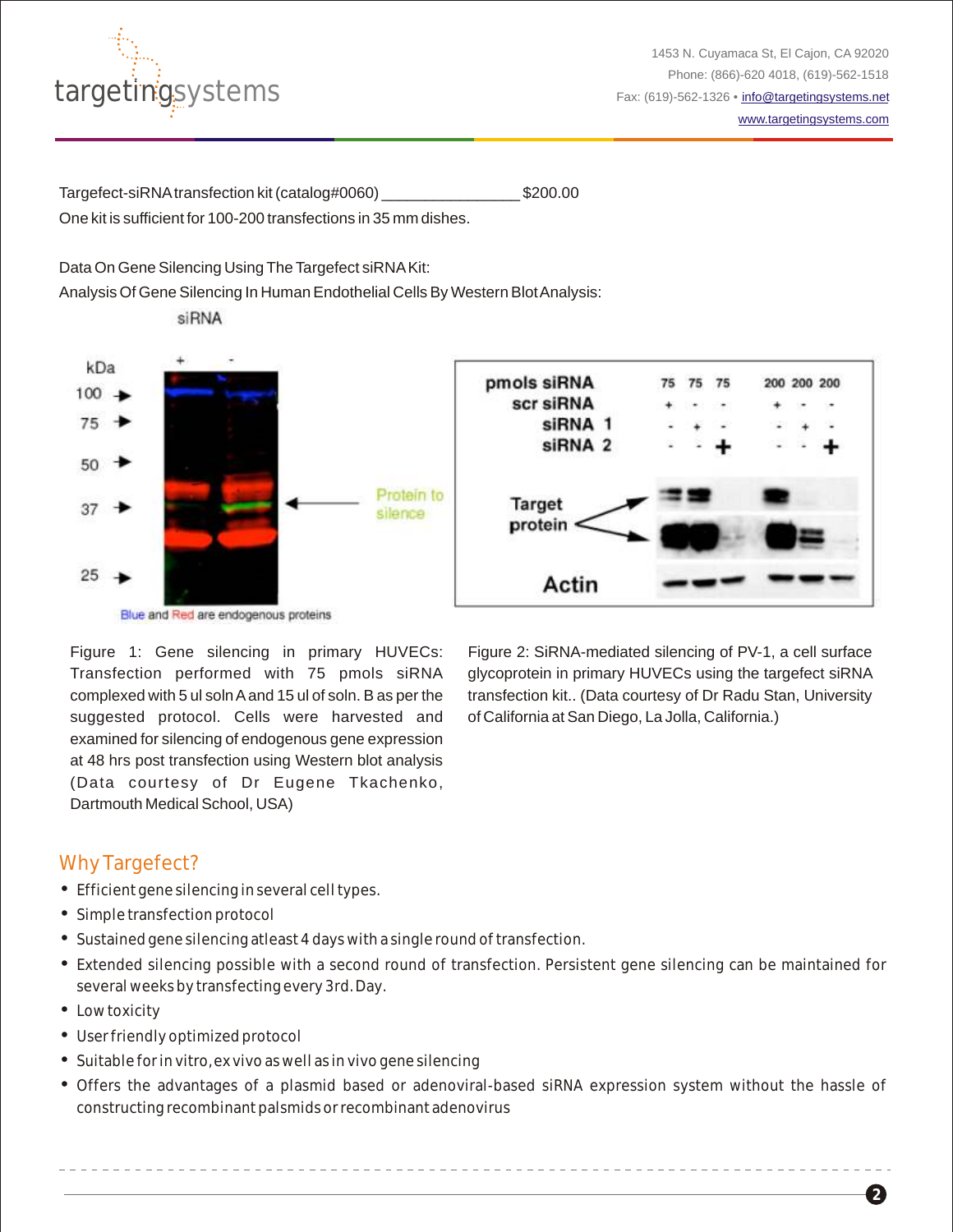Targefect-siRNA transfection kit (catalog#0060) _______________ $200.00

One kit is sufficient for 100-200 transfections in 35 mm dishes.

Data On Gene Silencing Using The Targefect siRNA Kit:

Analysis Of Gene Silencing In Human Endothelial Cells By Western Blot Analysis:

Figure 1: Gene silencing in primary HUVECs: Transfection performed with 75 pmols siRNA complexed with 5 ul soln A and 15 ul of soln. B as per the suggested protocol. Cells were harvested and examined for silencing of endogenous gene expression at 48 hrs post transfection using Western blot analysis (Data courtesy of Dr Eugene Tkachenko, Dartmouth Medical School, USA)

Figure 2: SiRNA-mediated silencing of PV-1, a cell surface glycoprotein in primary HUVECs using the targefect siRNA transfection kit.. (Data courtesy of Dr Radu Stan, University of California at San Diego, La Jolla, California.)

## Why Targefect?

- Efficient gene silencing in several cell types.
- Simple transfection protocol
- Sustained gene silencing atleast 4 days with a single round of transfection.
- Extended silencing possible with a second round of transfection. Persistent gene silencing can be maintained for several weeks by transfecting every 3rd. Day.
- Low toxicity
- User friendly optimized protocol
- Suitable for in vitro, ex vivo as well as in vivo gene silencing
- Offers the advantages of a plasmid based or adenoviral-based siRNA expression system without the hassle of constructing recombinant palsmids or recombinant adenovirus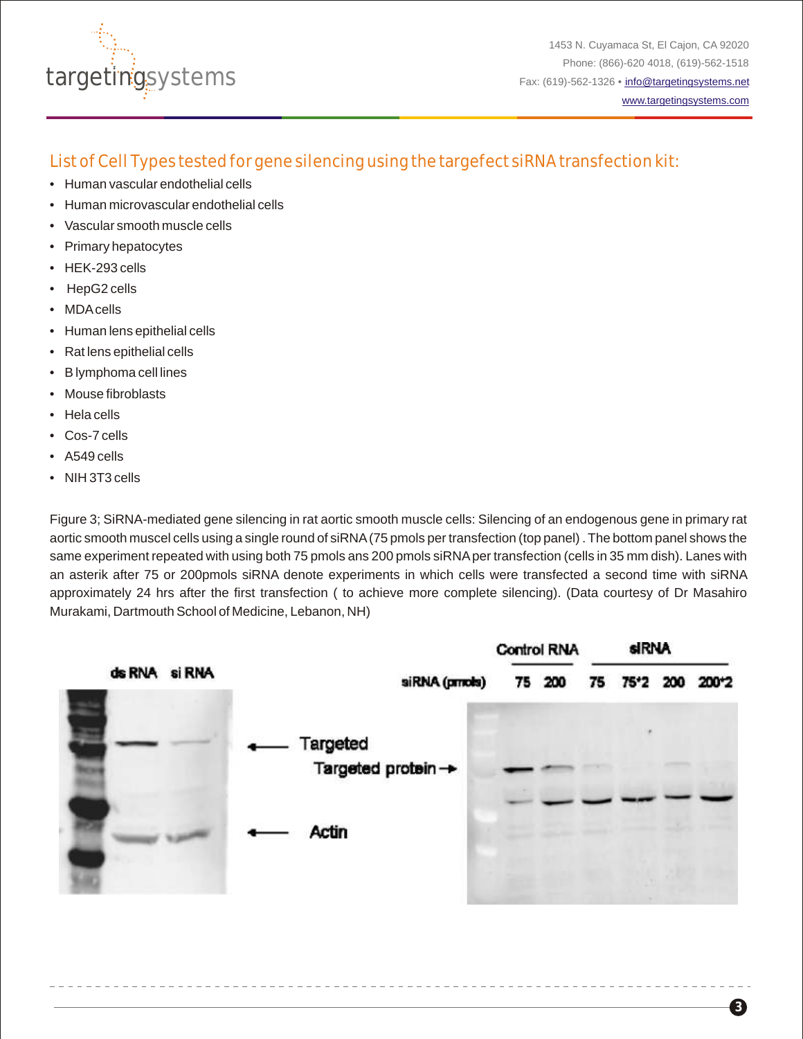## List of Cell Types tested for gene silencing using the targefect siRNA transfection kit:

- Human vascular endothelial cells
- Human microvascular endothelial cells
- Vascular smooth muscle cells
- Primary hepatocytes
- HEK-293 cells
- HepG2 cells
- MDA cells
- Human lens epithelial cells
- Rat lens epithelial cells
- B lymphoma cell lines
- Mouse fibroblasts
- Hela cells
- Cos-7 cells
- A549 cells
- NIH 3T3 cells

Figure 3; SiRNA-mediated gene silencing in rat aortic smooth muscle cells: Silencing of an endogenous gene in primary rat aortic smooth muscel cells using a single round of siRNA (75 pmols per transfection (top panel) . The bottom panel shows the same experiment repeated with using both 75 pmols ans 200 pmols siRNA per transfection (cells in 35 mm dish). Lanes with an asterik after 75 or 200pmols siRNA denote experiments in which cells were transfected a second time with siRNA approximately 24 hrs after the first transfection ( to achieve more complete silencing). (Data courtesy of Dr Masahiro Murakami, Dartmouth School of Medicine, Lebanon, NH)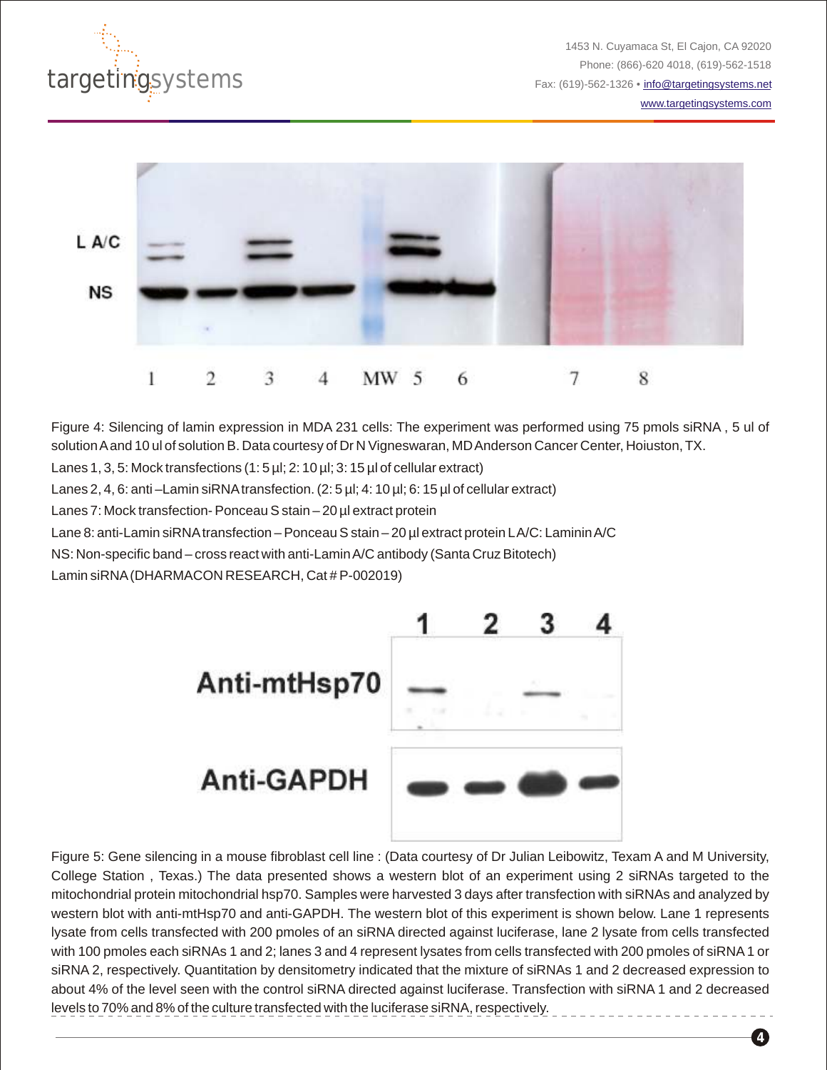Figure 4: Silencing of lamin expression in MDA 231 cells: The experiment was performed using 75 pmols siRNA , 5 ul of solution A and 10 ul of solution B. Data courtesy of Dr N Vigneswaran, MD Anderson Cancer Center, Hoiuston, TX.

Lanes 1, 3, 5: Mock transfections (1: 5 µl; 2: 10 µl; 3: 15 µl of cellular extract)

Lanes 2, 4, 6: anti –Lamin siRNA transfection. (2: 5 µl; 4: 10 µl; 6: 15 µl of cellular extract)

Lanes 7: Mock transfection- Ponceau S stain – 20 µl extract protein

Lane 8: anti-Lamin siRNA transfection – Ponceau S stain – 20 µl extract protein LA/C: Laminin A/C

NS: Non-specific band – cross react with anti-Lamin A/C antibody (Santa Cruz Bitotech)

Lamin siRNA (DHARMACON RESEARCH, Cat # P-002019)

Figure 5: Gene silencing in a mouse fibroblast cell line : (Data courtesy of Dr Julian Leibowitz, Texam A and M University, College Station , Texas.) The data presented shows a western blot of an experiment using 2 siRNAs targeted to the mitochondrial protein mitochondrial hsp70. Samples were harvested 3 days after transfection with siRNAs and analyzed by western blot with anti-mtHsp70 and anti-GAPDH. The western blot of this experiment is shown below. Lane 1 represents lysate from cells transfected with 200 pmoles of an siRNA directed against luciferase, lane 2 lysate from cells transfected with 100 pmoles each siRNAs 1 and 2; lanes 3 and 4 represent lysates from cells transfected with 200 pmoles of siRNA 1 or siRNA 2, respectively. Quantitation by densitometry indicated that the mixture of siRNAs 1 and 2 decreased expression to about 4% of the level seen with the control siRNA directed against luciferase. Transfection with siRNA 1 and 2 decreased levels to 70% and 8% of the culture transfected with the luciferase siRNA, respectively.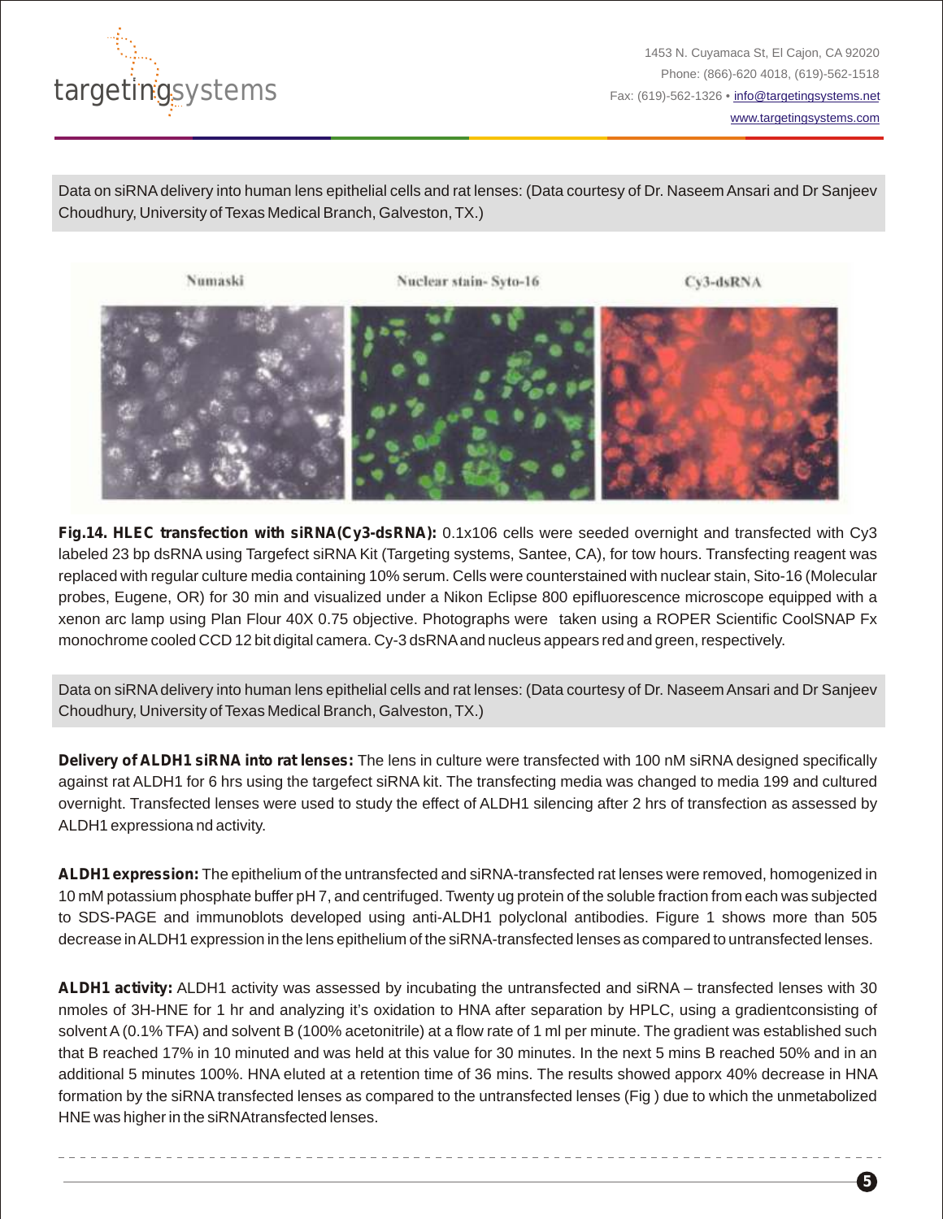Data on siRNA delivery into human lens epithelial cells and rat lenses: (Data courtesy of Dr. Naseem Ansari and Dr Sanjeev Choudhury, University of Texas Medical Branch, Galveston, TX.)

Numaski | Nuclear stain- Syto-16 | Cy3-dsRNA

**Fig.14. HLEC transfection with siRNA(Cy3-dsRNA):** 0.1x106 cells were seeded overnight and transfected with Cy3 labeled 23 bp dsRNA using Targefect siRNA Kit (Targeting systems, Santee, CA), for tow hours. Transfecting reagent was replaced with regular culture media containing 10% serum. Cells were counterstained with nuclear stain, Sito-16 (Molecular probes, Eugene, OR) for 30 min and visualized under a Nikon Eclipse 800 epifluorescence microscope equipped with a xenon arc lamp using Plan Flour 40X 0.75 objective. Photographs were taken using a ROPER Scientific CoolSNAP Fx monochrome cooled CCD 12 bit digital camera. Cy-3 dsRNA and nucleus appears red and green, respectively.

Data on siRNA delivery into human lens epithelial cells and rat lenses: (Data courtesy of Dr. Naseem Ansari and Dr Sanjeev Choudhury, University of Texas Medical Branch, Galveston, TX.)

**Delivery of ALDH1 siRNA into rat lenses:** The lens in culture were transfected with 100 nM siRNA designed specifically against rat ALDH1 for 6 hrs using the targefect siRNA kit. The transfecting media was changed to media 199 and cultured overnight. Transfected lenses were used to study the effect of ALDH1 silencing after 2 hrs of transfection as assessed by ALDH1 expressiona nd activity.

**ALDH1 expression:** The epithelium of the untransfected and siRNA-transfected rat lenses were removed, homogenized in 10 mM potassium phosphate buffer pH 7, and centrifuged. Twenty ug protein of the soluble fraction from each was subjected to SDS-PAGE and immunoblots developed using anti-ALDH1 polyclonal antibodies. Figure 1 shows more than 505 decrease in ALDH1 expression in the lens epithelium of the siRNA-transfected lenses as compared to untransfected lenses.

**ALDH1 activity:** ALDH1 activity was assessed by incubating the untransfected and siRNA – transfected lenses with 30 nmoles of 3H-HNE for 1 hr and analyzing it's oxidation to HNA after separation by HPLC, using a gradientconsisting of solvent A (0.1% TFA) and solvent B (100% acetonitrile) at a flow rate of 1 ml per minute. The gradient was established such that B reached 17% in 10 minuted and was held at this value for 30 minutes. In the next 5 mins B reached 50% and in an additional 5 minutes 100%. HNA eluted at a retention time of 36 mins. The results showed apporx 40% decrease in HNA formation by the siRNA transfected lenses as compared to the untransfected lenses (Fig ) due to which the unmetabolized HNE was higher in the siRNAtransfected lenses.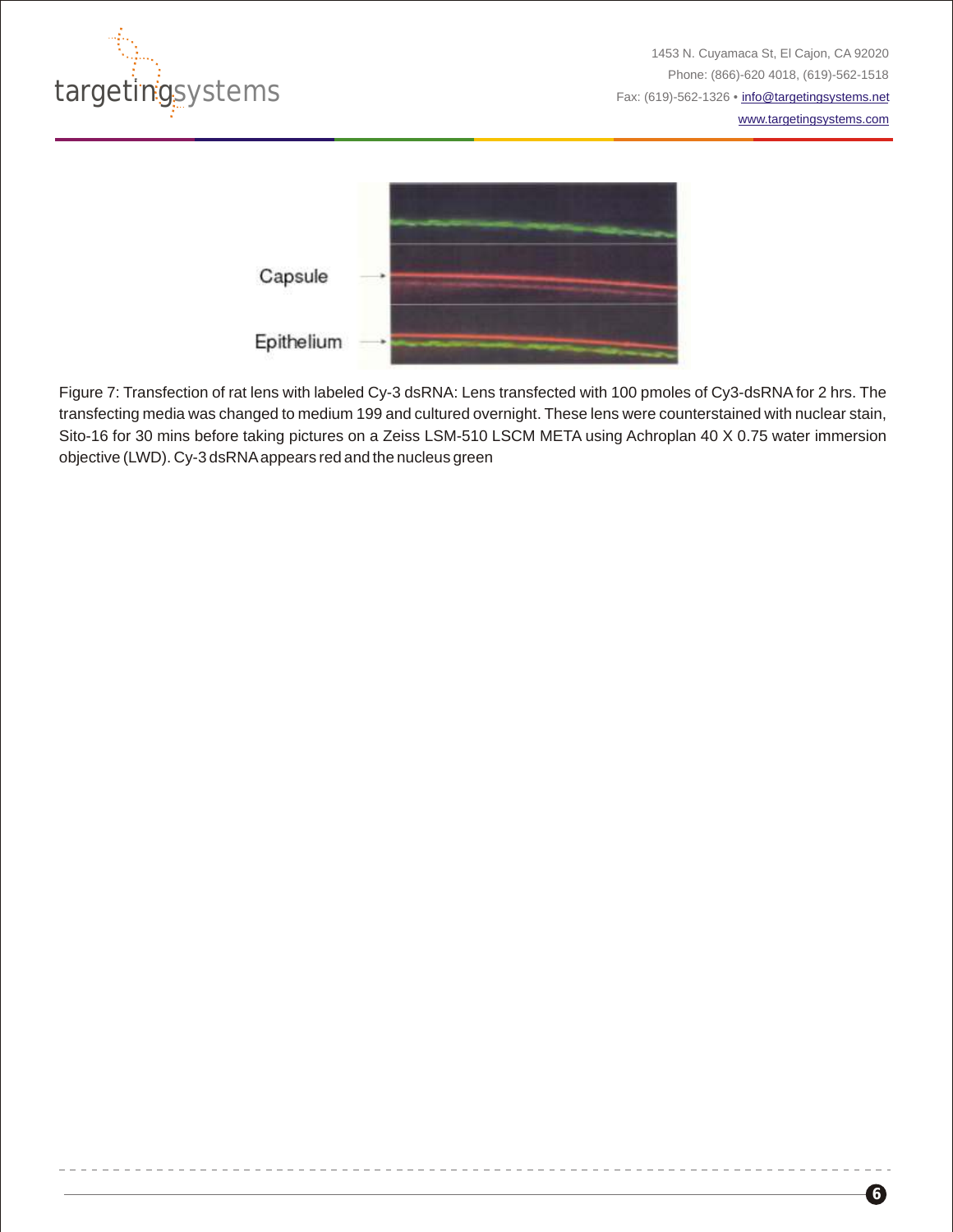Capsule

Epithelium

Figure 7: Transfection of rat lens with labeled Cy-3 dsRNA: Lens transfected with 100 pmoles of Cy3-dsRNA for 2 hrs. The transfecting media was changed to medium 199 and cultured overnight. These lens were counterstained with nuclear stain, Sito-16 for 30 mins before taking pictures on a Zeiss LSM-510 LSCM META using Achroplan 40 X 0.75 water immersion objective (LWD). Cy-3 dsRNA appears red and the nucleus green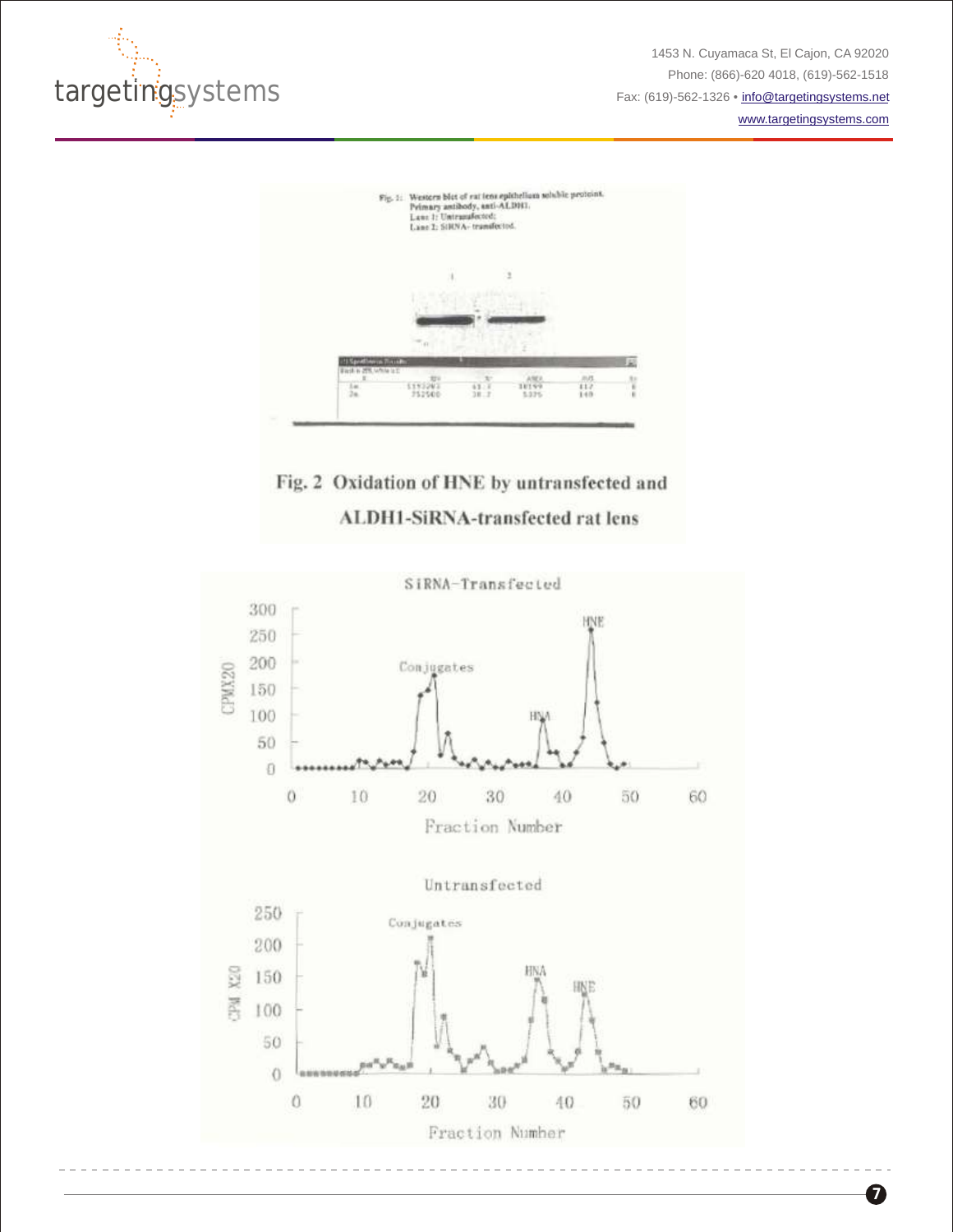Fig. 1: Western blot of rat lens epithelium soluble proteins.
Primary antibody, anti-ALDH1.
Lane 1: Untransfected;
Lane 2: SiRNA- transfected.

## Fig. 2 Oxidation of HNE by untransfected and ALDH1-SiRNA-transfected rat lens

SiRNA-Transfected

Untransfected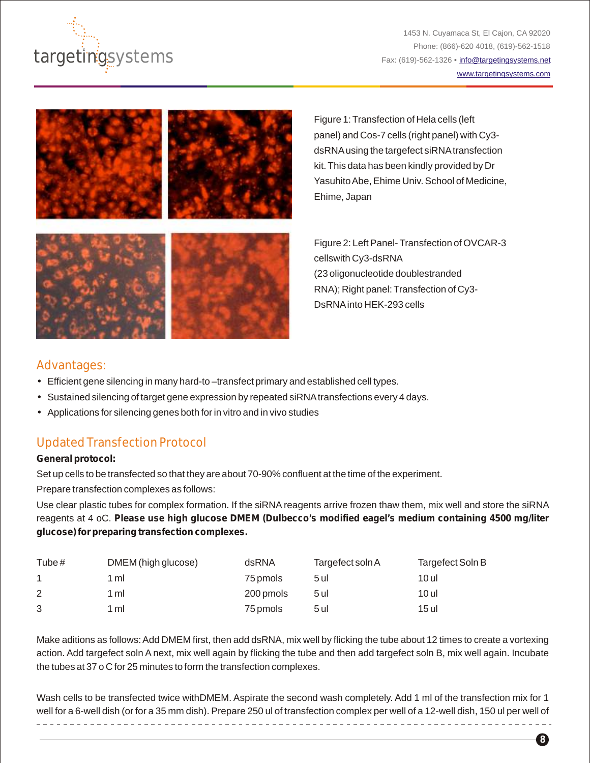Figure 1: Transfection of Hela cells (left panel) and Cos-7 cells (right panel) with Cy3-dsRNA using the targefect siRNA transfection kit. This data has been kindly provided by Dr Yasuhito Abe, Ehime Univ. School of Medicine, Ehime, Japan

Figure 2: Left Panel- Transfection of OVCAR-3 cellswith Cy3-dsRNA (23 oligonucleotide doublestranded RNA); Right panel: Transfection of Cy3-DsRNA into HEK-293 cells

## Advantages:

- Efficient gene silencing in many hard-to –transfect primary and established cell types.
- Sustained silencing of target gene expression by repeated siRNA transfections every 4 days.
- Applications for silencing genes both for in vitro and in vivo studies

## Updated Transfection Protocol

**General protocol:**

Set up cells to be transfected so that they are about 70-90% confluent at the time of the experiment.

Prepare transfection complexes as follows:

Use clear plastic tubes for complex formation. If the siRNA reagents arrive frozen thaw them, mix well and store the siRNA reagents at 4 oC. **Please use high glucose DMEM (Dulbecco's modified eagel's medium containing 4500 mg/liter glucose) for preparing transfection complexes.**

| Tube # | DMEM (high glucose) | dsRNA | Targefect soln A | Targefect Soln B |
|---|---|---|---|---|
| 1 | 1 ml | 75 pmols | 5 ul | 10 ul |
| 2 | 1 ml | 200 pmols | 5 ul | 10 ul |
| 3 | 1 ml | 75 pmols | 5 ul | 15 ul |

Make aditions as follows: Add DMEM first, then add dsRNA, mix well by flicking the tube about 12 times to create a vortexing action. Add targefect soln A next, mix well again by flicking the tube and then add targefect soln B, mix well again. Incubate the tubes at 37 o C for 25 minutes to form the transfection complexes.

Wash cells to be transfected twice withDMEM. Aspirate the second wash completely. Add 1 ml of the transfection mix for 1 well for a 6-well dish (or for a 35 mm dish). Prepare 250 ul of transfection complex per well of a 12-well dish, 150 ul per well of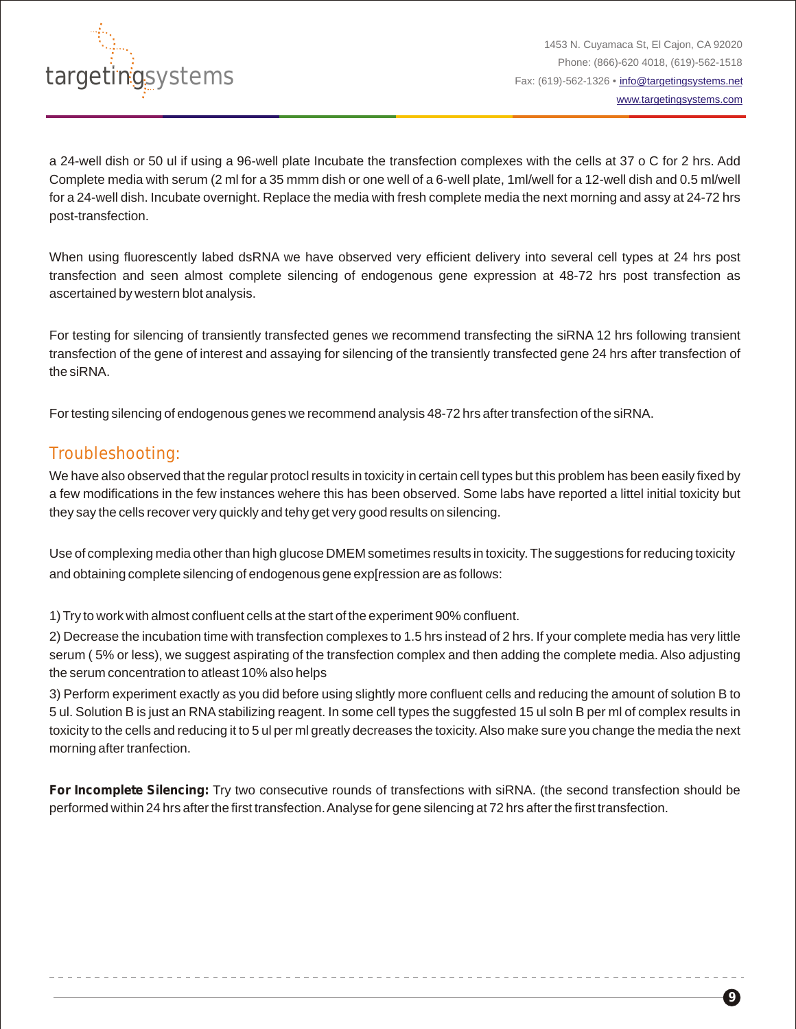a 24-well dish or 50 ul if using a 96-well plate Incubate the transfection complexes with the cells at 37 o C for 2 hrs. Add Complete media with serum (2 ml for a 35 mmm dish or one well of a 6-well plate, 1ml/well for a 12-well dish and 0.5 ml/well for a 24-well dish. Incubate overnight. Replace the media with fresh complete media the next morning and assy at 24-72 hrs post-transfection.

When using fluorescently labed dsRNA we have observed very efficient delivery into several cell types at 24 hrs post transfection and seen almost complete silencing of endogenous gene expression at 48-72 hrs post transfection as ascertained by western blot analysis.

For testing for silencing of transiently transfected genes we recommend transfecting the siRNA 12 hrs following transient transfection of the gene of interest and assaying for silencing of the transiently transfected gene 24 hrs after transfection of the siRNA.

For testing silencing of endogenous genes we recommend analysis 48-72 hrs after transfection of the siRNA.

## Troubleshooting:

We have also observed that the regular protocl results in toxicity in certain cell types but this problem has been easily fixed by a few modifications in the few instances wehere this has been observed. Some labs have reported a littel initial toxicity but they say the cells recover very quickly and tehy get very good results on silencing.

Use of complexing media other than high glucose DMEM sometimes results in toxicity. The suggestions for reducing toxicity and obtaining complete silencing of endogenous gene exp[ression are as follows:

1) Try to work with almost confluent cells at the start of the experiment 90% confluent.
2) Decrease the incubation time with transfection complexes to 1.5 hrs instead of 2 hrs. If your complete media has very little serum ( 5% or less), we suggest aspirating of the transfection complex and then adding the complete media. Also adjusting the serum concentration to atleast 10% also helps
3) Perform experiment exactly as you did before using slightly more confluent cells and reducing the amount of solution B to 5 ul. Solution B is just an RNA stabilizing reagent. In some cell types the suggfested 15 ul soln B per ml of complex results in toxicity to the cells and reducing it to 5 ul per ml greatly decreases the toxicity. Also make sure you change the media the next morning after tranfection.

**For Incomplete Silencing:** Try two consecutive rounds of transfections with siRNA. (the second transfection should be performed within 24 hrs after the first transfection. Analyse for gene silencing at 72 hrs after the first transfection.